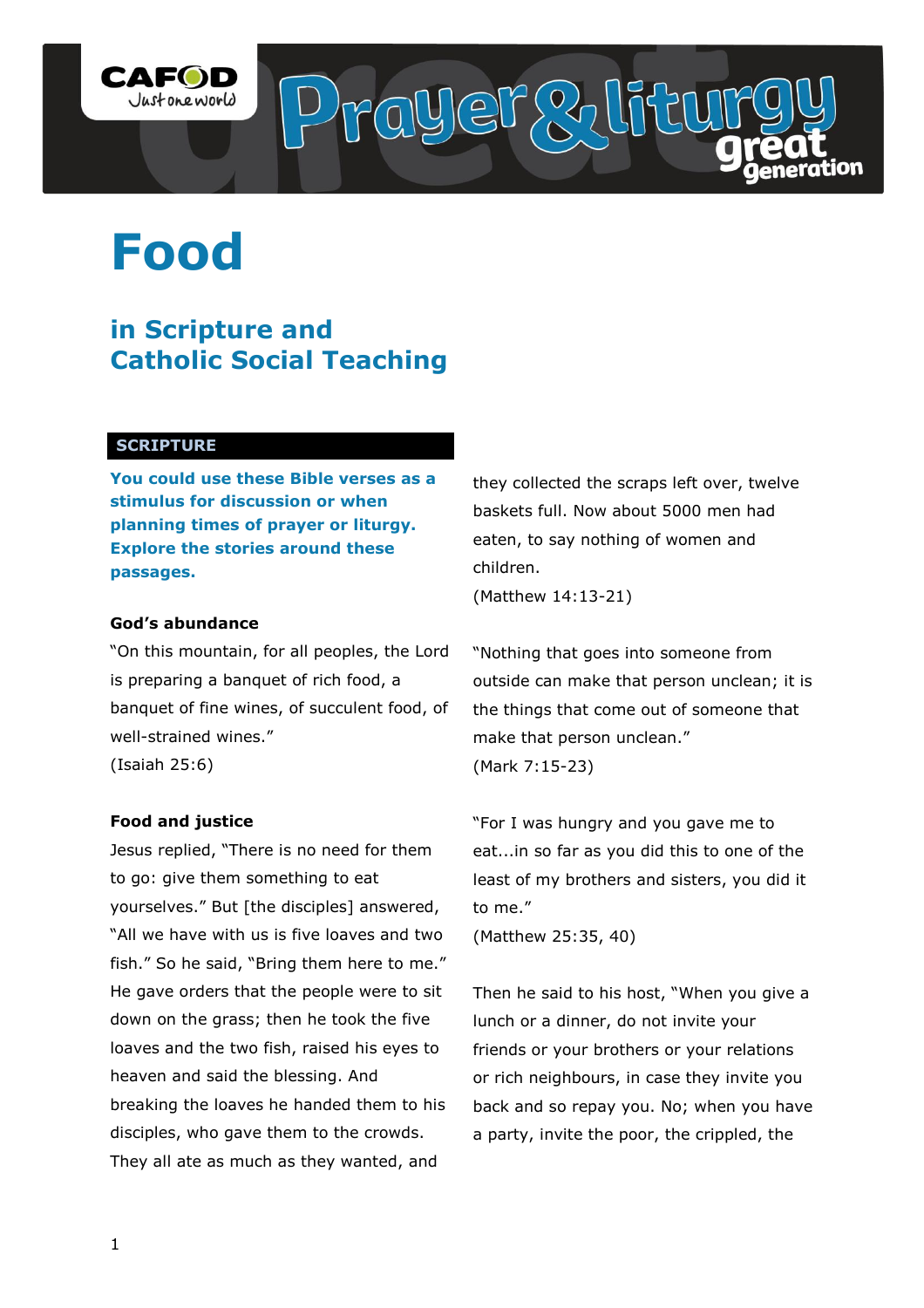# Food

## in Scripture and Catholic Social Teaching

### SCRIPTURE

**You could use these Bible verses as a stimulus for discussion or when planning times of prayer or liturgy. Explore the stories around these passages.**

**God's abundance**

"On this mountain, for all peoples, the Lord is preparing a banquet of rich food, a banquet of fine wines, of succulent food, of well-strained wines."
(Isaiah 25:6)

**Food and justice**

Jesus replied, "There is no need for them to go: give them something to eat yourselves." But [the disciples] answered, "All we have with us is five loaves and two fish." So he said, "Bring them here to me." He gave orders that the people were to sit down on the grass; then he took the five loaves and the two fish, raised his eyes to heaven and said the blessing. And breaking the loaves he handed them to his disciples, who gave them to the crowds. They all ate as much as they wanted, and they collected the scraps left over, twelve baskets full. Now about 5000 men had eaten, to say nothing of women and children.
(Matthew 14:13-21)

"Nothing that goes into someone from outside can make that person unclean; it is the things that come out of someone that make that person unclean."
(Mark 7:15-23)

"For I was hungry and you gave me to eat...in so far as you did this to one of the least of my brothers and sisters, you did it to me."
(Matthew 25:35, 40)

Then he said to his host, "When you give a lunch or a dinner, do not invite your friends or your brothers or your relations or rich neighbours, in case they invite you back and so repay you. No; when you have a party, invite the poor, the crippled, the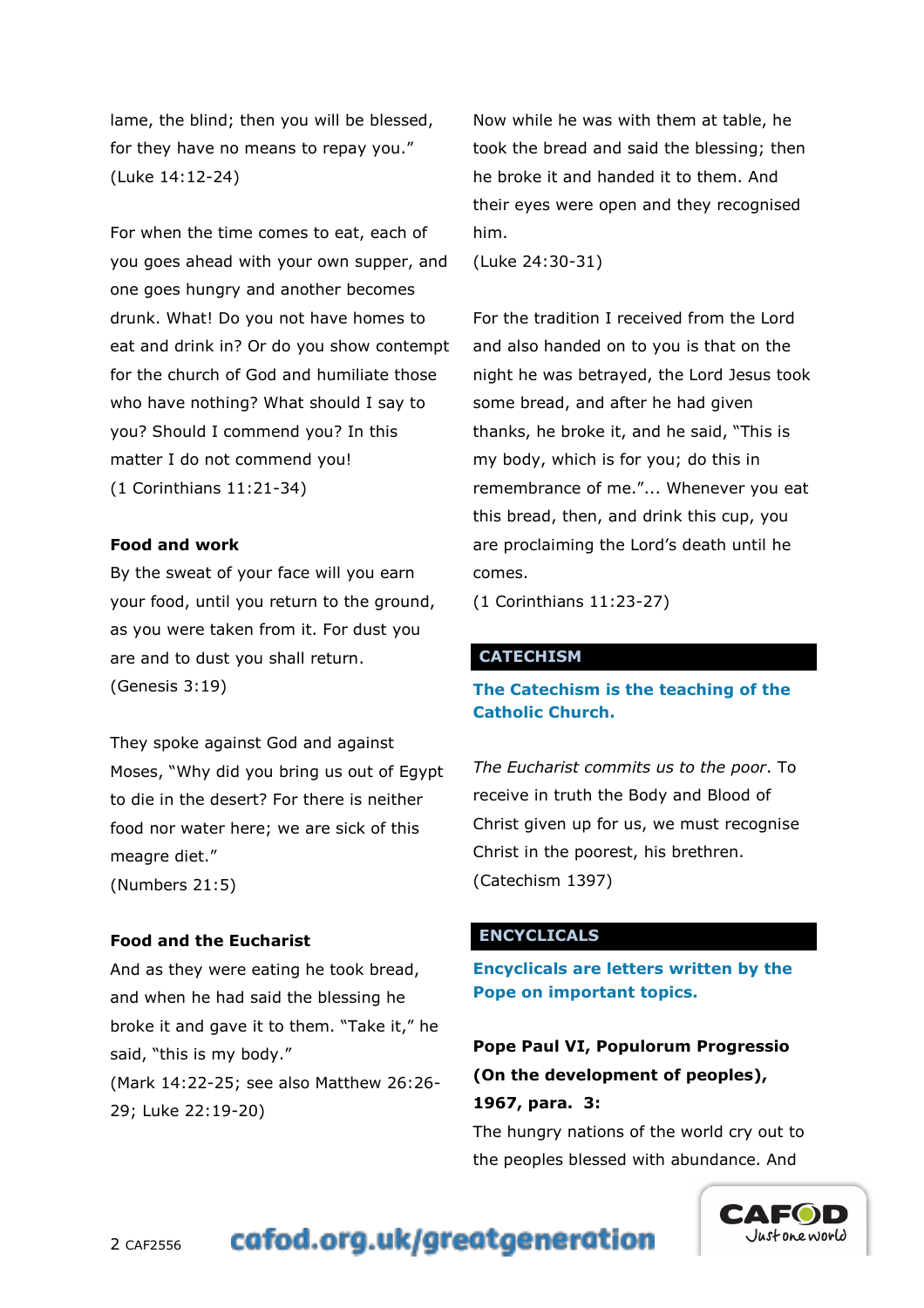lame, the blind; then you will be blessed, for they have no means to repay you."
(Luke 14:12-24)

For when the time comes to eat, each of you goes ahead with your own supper, and one goes hungry and another becomes drunk. What! Do you not have homes to eat and drink in? Or do you show contempt for the church of God and humiliate those who have nothing? What should I say to you? Should I commend you? In this matter I do not commend you!
(1 Corinthians 11:21-34)

**Food and work**

By the sweat of your face will you earn your food, until you return to the ground, as you were taken from it. For dust you are and to dust you shall return.
(Genesis 3:19)

They spoke against God and against Moses, "Why did you bring us out of Egypt to die in the desert? For there is neither food nor water here; we are sick of this meagre diet."
(Numbers 21:5)

**Food and the Eucharist**

And as they were eating he took bread, and when he had said the blessing he broke it and gave it to them. "Take it," he said, "this is my body."
(Mark 14:22-25; see also Matthew 26:26-29; Luke 22:19-20)

Now while he was with them at table, he took the bread and said the blessing; then he broke it and handed it to them. And their eyes were open and they recognised him.
(Luke 24:30-31)

For the tradition I received from the Lord and also handed on to you is that on the night he was betrayed, the Lord Jesus took some bread, and after he had given thanks, he broke it, and he said, "This is my body, which is for you; do this in remembrance of me."... Whenever you eat this bread, then, and drink this cup, you are proclaiming the Lord's death until he comes.
(1 Corinthians 11:23-27)

## CATECHISM

**The Catechism is the teaching of the Catholic Church.**

*The Eucharist commits us to the poor*. To receive in truth the Body and Blood of Christ given up for us, we must recognise Christ in the poorest, his brethren.
(Catechism 1397)

## ENCYCLICALS

**Encyclicals are letters written by the Pope on important topics.**

**Pope Paul VI, Populorum Progressio (On the development of peoples), 1967, para. 3:**

The hungry nations of the world cry out to the peoples blessed with abundance. And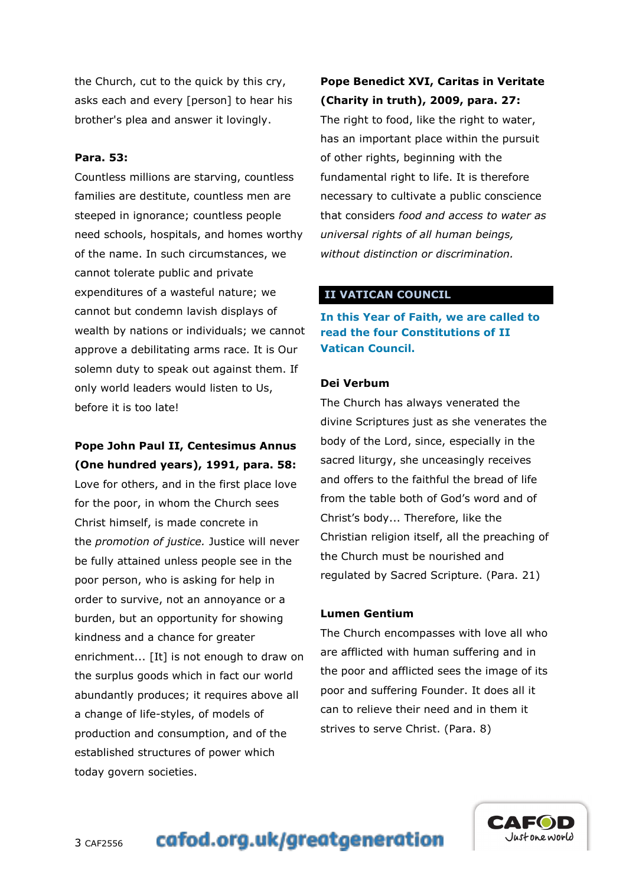the Church, cut to the quick by this cry, asks each and every [person] to hear his brother's plea and answer it lovingly.

**Para. 53:**
Countless millions are starving, countless families are destitute, countless men are steeped in ignorance; countless people need schools, hospitals, and homes worthy of the name. In such circumstances, we cannot tolerate public and private expenditures of a wasteful nature; we cannot but condemn lavish displays of wealth by nations or individuals; we cannot approve a debilitating arms race. It is Our solemn duty to speak out against them. If only world leaders would listen to Us, before it is too late!

**Pope John Paul II, Centesimus Annus (One hundred years), 1991, para. 58:**
Love for others, and in the first place love for the poor, in whom the Church sees Christ himself, is made concrete in the *promotion of justice.* Justice will never be fully attained unless people see in the poor person, who is asking for help in order to survive, not an annoyance or a burden, but an opportunity for showing kindness and a chance for greater enrichment... [It] is not enough to draw on the surplus goods which in fact our world abundantly produces; it requires above all a change of life-styles, of models of production and consumption, and of the established structures of power which today govern societies.

**Pope Benedict XVI, Caritas in Veritate (Charity in truth), 2009, para. 27:**
The right to food, like the right to water, has an important place within the pursuit of other rights, beginning with the fundamental right to life. It is therefore necessary to cultivate a public conscience that considers *food and access to water as universal rights of all human beings, without distinction or discrimination.*

## II VATICAN COUNCIL

**In this Year of Faith, we are called to read the four Constitutions of II Vatican Council.**

**Dei Verbum**
The Church has always venerated the divine Scriptures just as she venerates the body of the Lord, since, especially in the sacred liturgy, she unceasingly receives and offers to the faithful the bread of life from the table both of God's word and of Christ's body... Therefore, like the Christian religion itself, all the preaching of the Church must be nourished and regulated by Sacred Scripture. (Para. 21)

**Lumen Gentium**
The Church encompasses with love all who are afflicted with human suffering and in the poor and afflicted sees the image of its poor and suffering Founder. It does all it can to relieve their need and in them it strives to serve Christ. (Para. 8)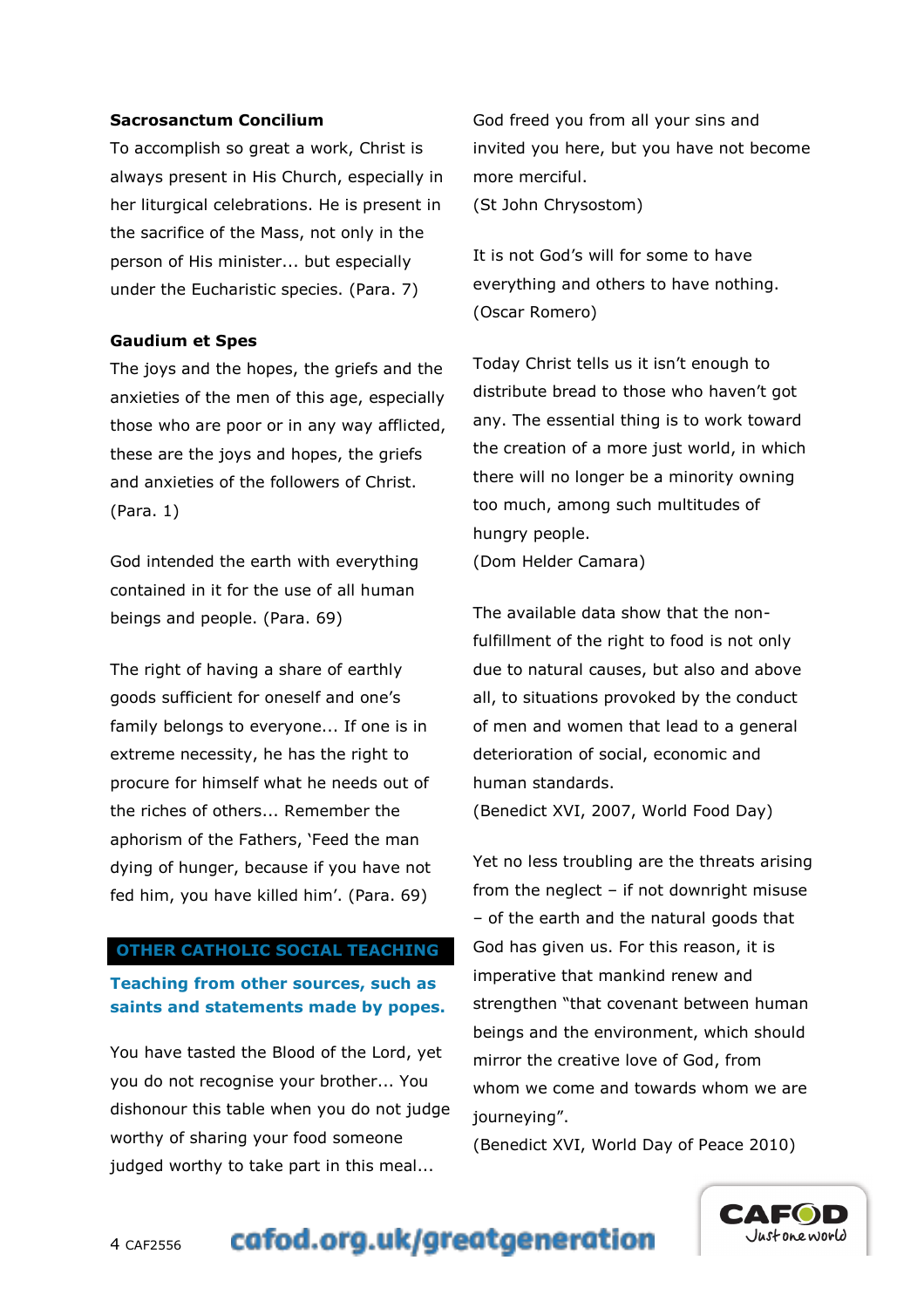**Sacrosanctum Concilium**

To accomplish so great a work, Christ is always present in His Church, especially in her liturgical celebrations. He is present in the sacrifice of the Mass, not only in the person of His minister... but especially under the Eucharistic species. (Para. 7)

**Gaudium et Spes**

The joys and the hopes, the griefs and the anxieties of the men of this age, especially those who are poor or in any way afflicted, these are the joys and hopes, the griefs and anxieties of the followers of Christ. (Para. 1)

God intended the earth with everything contained in it for the use of all human beings and people. (Para. 69)

The right of having a share of earthly goods sufficient for oneself and one's family belongs to everyone... If one is in extreme necessity, he has the right to procure for himself what he needs out of the riches of others... Remember the aphorism of the Fathers, 'Feed the man dying of hunger, because if you have not fed him, you have killed him'. (Para. 69)

## OTHER CATHOLIC SOCIAL TEACHING

**Teaching from other sources, such as saints and statements made by popes.**

You have tasted the Blood of the Lord, yet you do not recognise your brother... You dishonour this table when you do not judge worthy of sharing your food someone judged worthy to take part in this meal... God freed you from all your sins and invited you here, but you have not become more merciful.
(St John Chrysostom)

It is not God's will for some to have everything and others to have nothing.
(Oscar Romero)

Today Christ tells us it isn't enough to distribute bread to those who haven't got any. The essential thing is to work toward the creation of a more just world, in which there will no longer be a minority owning too much, among such multitudes of hungry people.
(Dom Helder Camara)

The available data show that the non-fulfillment of the right to food is not only due to natural causes, but also and above all, to situations provoked by the conduct of men and women that lead to a general deterioration of social, economic and human standards.
(Benedict XVI, 2007, World Food Day)

Yet no less troubling are the threats arising from the neglect – if not downright misuse – of the earth and the natural goods that God has given us. For this reason, it is imperative that mankind renew and strengthen "that covenant between human beings and the environment, which should mirror the creative love of God, from whom we come and towards whom we are journeying".
(Benedict XVI, World Day of Peace 2010)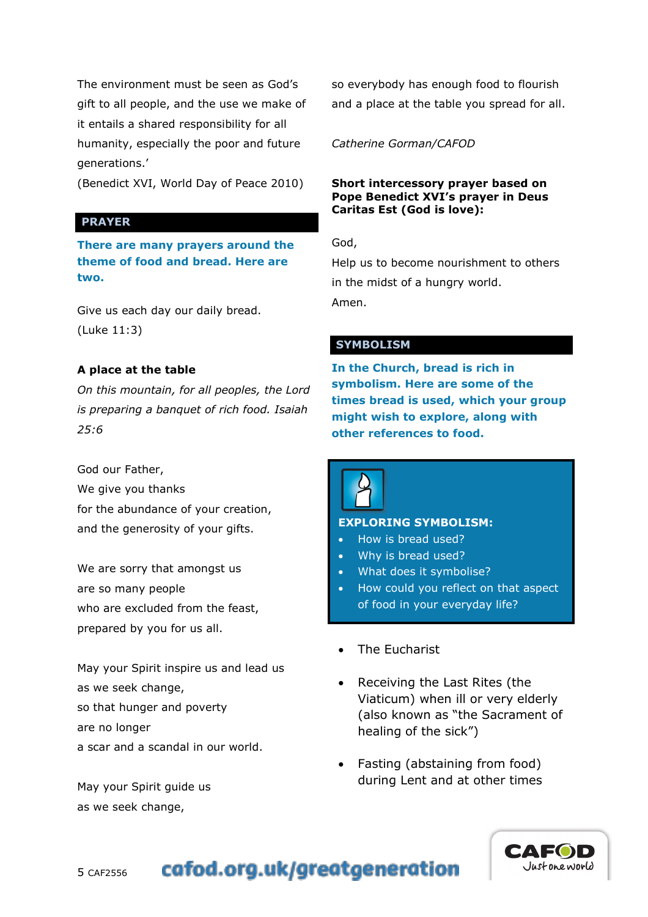The environment must be seen as God's gift to all people, and the use we make of it entails a shared responsibility for all humanity, especially the poor and future generations.'

(Benedict XVI, World Day of Peace 2010)

## PRAYER

**There are many prayers around the theme of food and bread. Here are two.**

Give us each day our daily bread.
(Luke 11:3)

**A place at the table**

*On this mountain, for all peoples, the Lord is preparing a banquet of rich food. Isaiah 25:6*

God our Father,
We give you thanks
for the abundance of your creation,
and the generosity of your gifts.

We are sorry that amongst us
are so many people
who are excluded from the feast,
prepared by you for us all.

May your Spirit inspire us and lead us
as we seek change,
so that hunger and poverty
are no longer
a scar and a scandal in our world.

May your Spirit guide us
as we seek change,
so everybody has enough food to flourish
and a place at the table you spread for all.

*Catherine Gorman/CAFOD*

**Short intercessory prayer based on Pope Benedict XVI's prayer in Deus Caritas Est (God is love):**

God,
Help us to become nourishment to others
in the midst of a hungry world.
Amen.

## SYMBOLISM

**In the Church, bread is rich in symbolism. Here are some of the times bread is used, which your group might wish to explore, along with other references to food.**

**EXPLORING SYMBOLISM:**

- How is bread used?
- Why is bread used?
- What does it symbolise?
- How could you reflect on that aspect of food in your everyday life?

- The Eucharist
- Receiving the Last Rites (the Viaticum) when ill or very elderly (also known as "the Sacrament of healing of the sick")
- Fasting (abstaining from food) during Lent and at other times

CAF2556 cafod.org.uk/greatgeneration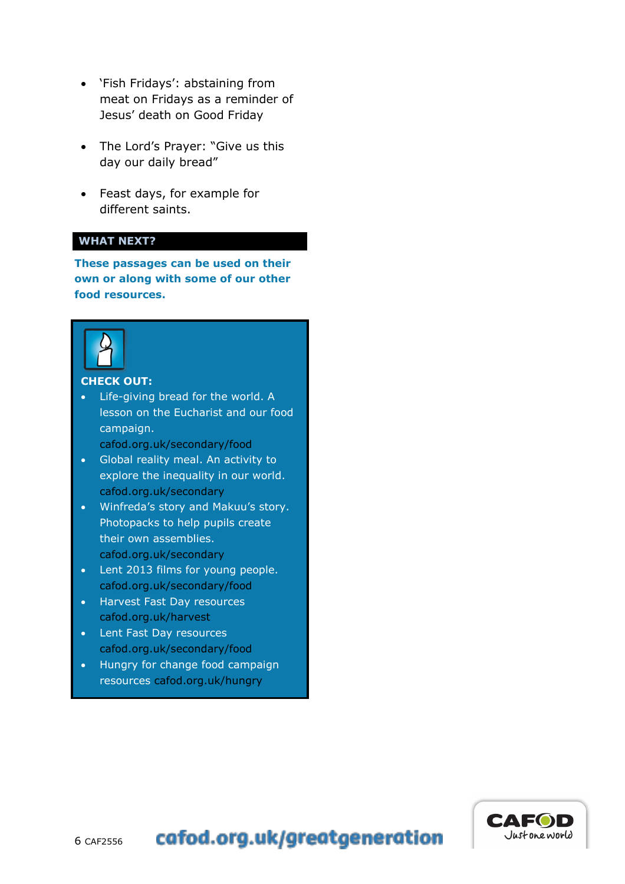- 'Fish Fridays': abstaining from meat on Fridays as a reminder of Jesus' death on Good Friday
- The Lord's Prayer: "Give us this day our daily bread"
- Feast days, for example for different saints.

## WHAT NEXT?

**These passages can be used on their own or along with some of our other food resources.**

**CHECK OUT:**

- Life-giving bread for the world. A lesson on the Eucharist and our food campaign. cafod.org.uk/secondary/food
- Global reality meal. An activity to explore the inequality in our world. cafod.org.uk/secondary
- Winfreda's story and Makuu's story. Photopacks to help pupils create their own assemblies. cafod.org.uk/secondary
- Lent 2013 films for young people. cafod.org.uk/secondary/food
- Harvest Fast Day resources cafod.org.uk/harvest
- Lent Fast Day resources cafod.org.uk/secondary/food
- Hungry for change food campaign resources cafod.org.uk/hungry

CAF2556

cafod.org.uk/greatgeneration

CAFOD Just one world